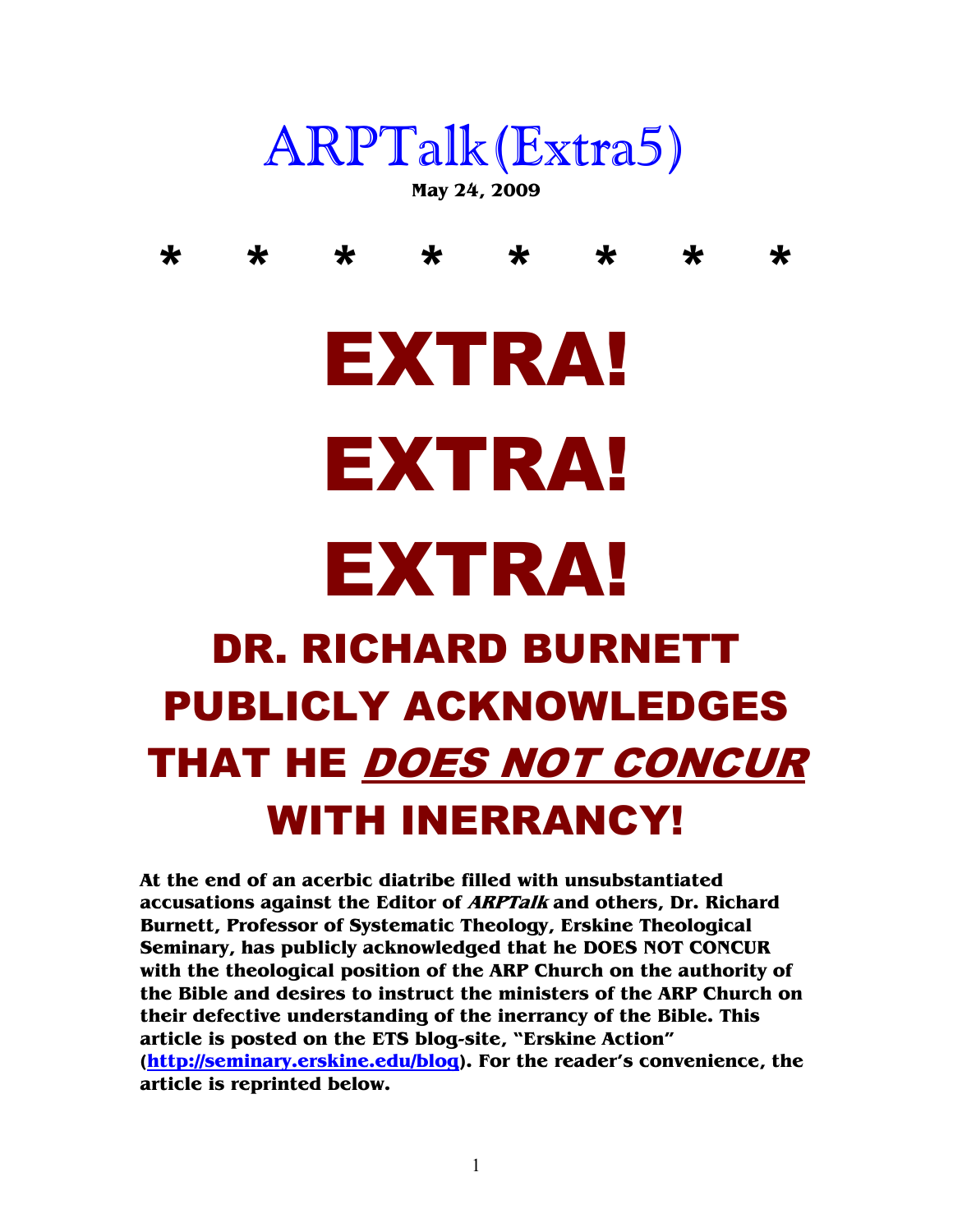# ARPTalk (Extra5)

**May 24, 2009**

\*        \*        \*        \*        \*        \*        \*        \*

# EXTRA!

# EXTRA!

# EXTRA!

## DR. RICHARD BURNETT PUBLICLY ACKNOWLEDGES THAT HE *<u>DOES NOT CONCUR</u>* WITH INERRANCY!

**At the end of an acerbic diatribe filled with unsubstantiated accusations against the Editor of *ARPTalk* and others, Dr. Richard Burnett, Professor of Systematic Theology, Erskine Theological Seminary, has publicly acknowledged that he DOES NOT CONCUR with the theological position of the ARP Church on the authority of the Bible and desires to instruct the ministers of the ARP Church on their defective understanding of the inerrancy of the Bible. This article is posted on the ETS blog-site, "Erskine Action" ([http://seminary.erskine.edu/blog](http://seminary.erskine.edu/blog)). For the reader's convenience, the article is reprinted below.**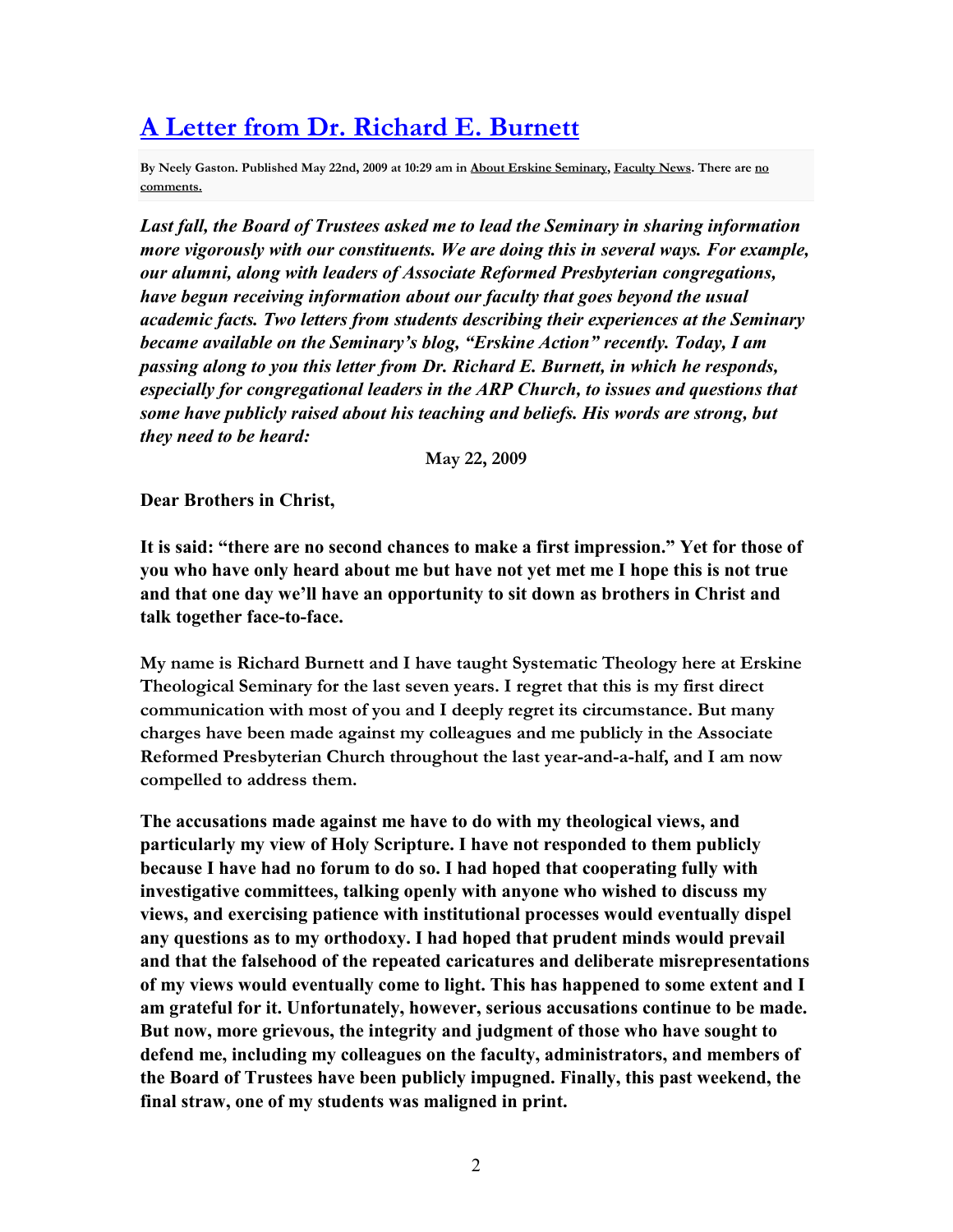# [A Letter from Dr. Richard E. Burnett]()

**By Neely Gaston. Published May 22nd, 2009 at 10:29 am in About Erskine Seminary, Faculty News. There are no comments.**

***Last fall, the Board of Trustees asked me to lead the Seminary in sharing information more vigorously with our constituents. We are doing this in several ways. For example, our alumni, along with leaders of Associate Reformed Presbyterian congregations, have begun receiving information about our faculty that goes beyond the usual academic facts. Two letters from students describing their experiences at the Seminary became available on the Seminary's blog, "Erskine Action" recently. Today, I am passing along to you this letter from Dr. Richard E. Burnett, in which he responds, especially for congregational leaders in the ARP Church, to issues and questions that some have publicly raised about his teaching and beliefs. His words are strong, but they need to be heard:***

**May 22, 2009**

**Dear Brothers in Christ,**

**It is said: "there are no second chances to make a first impression." Yet for those of you who have only heard about me but have not yet met me I hope this is not true and that one day we'll have an opportunity to sit down as brothers in Christ and talk together face-to-face.**

**My name is Richard Burnett and I have taught Systematic Theology here at Erskine Theological Seminary for the last seven years. I regret that this is my first direct communication with most of you and I deeply regret its circumstance. But many charges have been made against my colleagues and me publicly in the Associate Reformed Presbyterian Church throughout the last year-and-a-half, and I am now compelled to address them.**

**The accusations made against me have to do with my theological views, and particularly my view of Holy Scripture. I have not responded to them publicly because I have had no forum to do so. I had hoped that cooperating fully with investigative committees, talking openly with anyone who wished to discuss my views, and exercising patience with institutional processes would eventually dispel any questions as to my orthodoxy. I had hoped that prudent minds would prevail and that the falsehood of the repeated caricatures and deliberate misrepresentations of my views would eventually come to light. This has happened to some extent and I am grateful for it. Unfortunately, however, serious accusations continue to be made. But now, more grievous, the integrity and judgment of those who have sought to defend me, including my colleagues on the faculty, administrators, and members of the Board of Trustees have been publicly impugned. Finally, this past weekend, the final straw, one of my students was maligned in print.**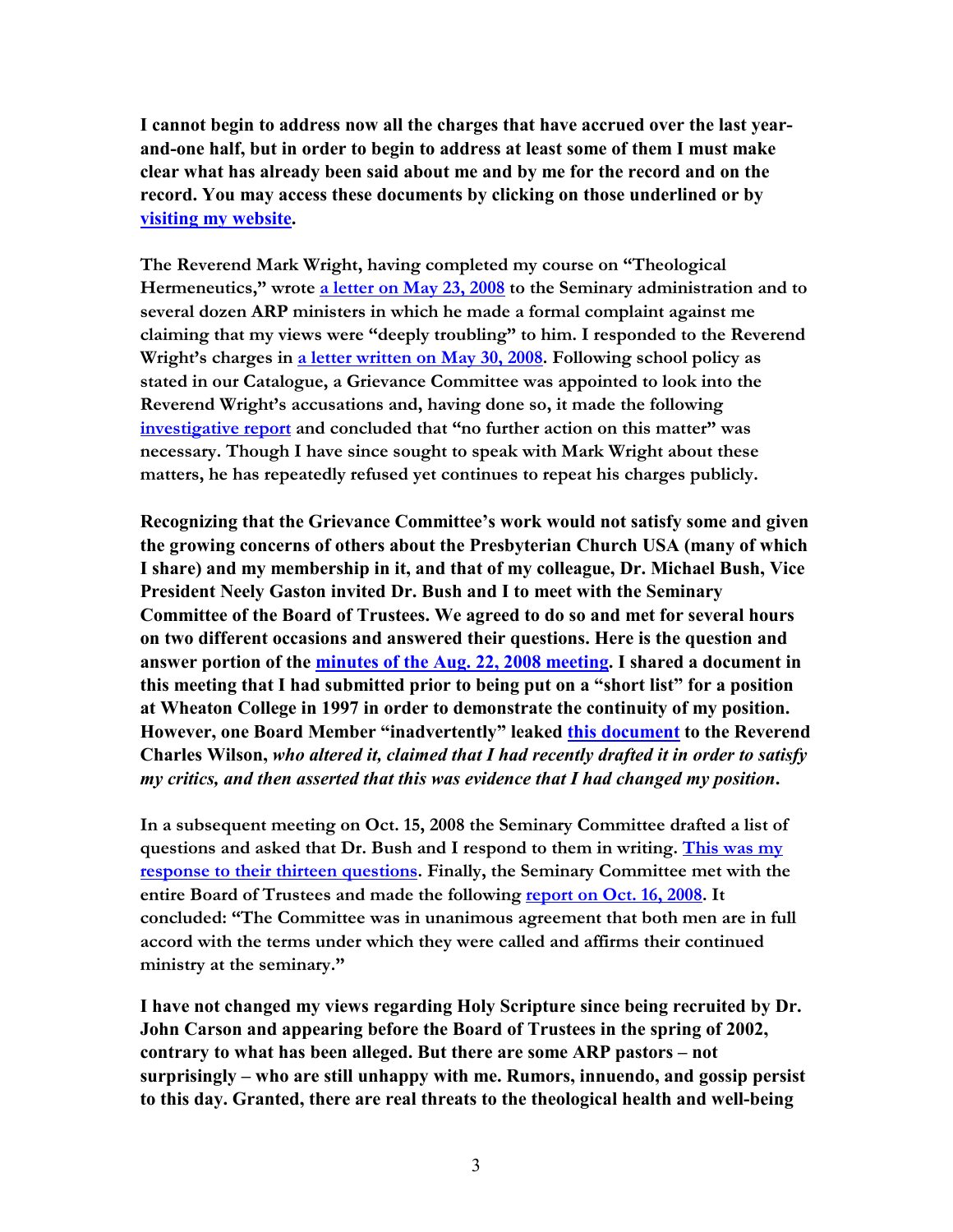**I cannot begin to address now all the charges that have accrued over the last year-and-one half, but in order to begin to address at least some of them I must make clear what has already been said about me and by me for the record and on the record. You may access these documents by clicking on those underlined or by visiting my website.**

**The Reverend Mark Wright, having completed my course on "Theological Hermeneutics," wrote a letter on May 23, 2008 to the Seminary administration and to several dozen ARP ministers in which he made a formal complaint against me claiming that my views were "deeply troubling" to him. I responded to the Reverend Wright's charges in a letter written on May 30, 2008. Following school policy as stated in our Catalogue, a Grievance Committee was appointed to look into the Reverend Wright's accusations and, having done so, it made the following investigative report and concluded that "no further action on this matter" was necessary. Though I have since sought to speak with Mark Wright about these matters, he has repeatedly refused yet continues to repeat his charges publicly.**

**Recognizing that the Grievance Committee's work would not satisfy some and given the growing concerns of others about the Presbyterian Church USA (many of which I share) and my membership in it, and that of my colleague, Dr. Michael Bush, Vice President Neely Gaston invited Dr. Bush and I to meet with the Seminary Committee of the Board of Trustees. We agreed to do so and met for several hours on two different occasions and answered their questions. Here is the question and answer portion of the minutes of the Aug. 22, 2008 meeting. I shared a document in this meeting that I had submitted prior to being put on a "short list" for a position at Wheaton College in 1997 in order to demonstrate the continuity of my position. However, one Board Member "inadvertently" leaked this document to the Reverend Charles Wilson, *who altered it, claimed that I had recently drafted it in order to satisfy my critics, and then asserted that this was evidence that I had changed my position*.**

**In a subsequent meeting on Oct. 15, 2008 the Seminary Committee drafted a list of questions and asked that Dr. Bush and I respond to them in writing. This was my response to their thirteen questions. Finally, the Seminary Committee met with the entire Board of Trustees and made the following report on Oct. 16, 2008. It concluded: "The Committee was in unanimous agreement that both men are in full accord with the terms under which they were called and affirms their continued ministry at the seminary."**

**I have not changed my views regarding Holy Scripture since being recruited by Dr. John Carson and appearing before the Board of Trustees in the spring of 2002, contrary to what has been alleged. But there are some ARP pastors – not surprisingly – who are still unhappy with me. Rumors, innuendo, and gossip persist to this day. Granted, there are real threats to the theological health and well-being**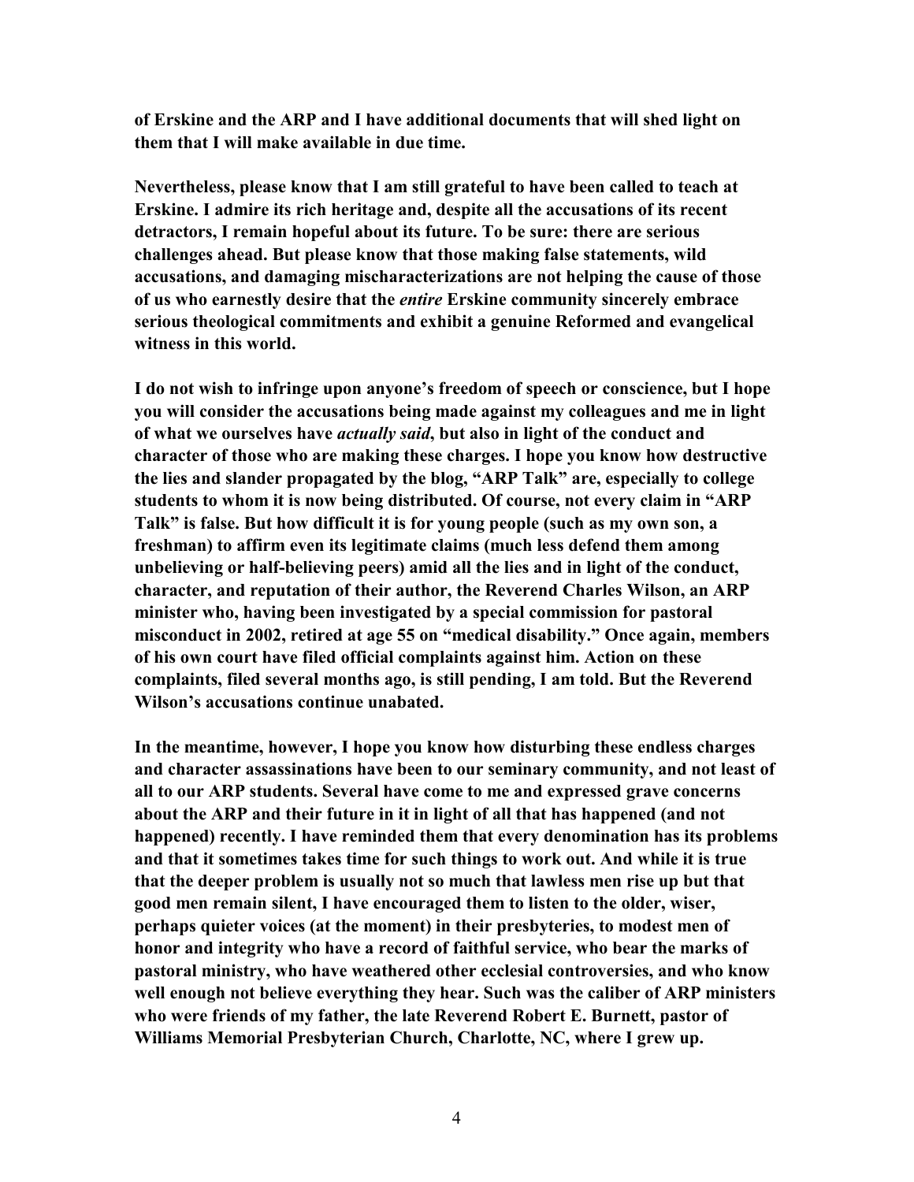**of Erskine and the ARP and I have additional documents that will shed light on them that I will make available in due time.**

**Nevertheless, please know that I am still grateful to have been called to teach at Erskine. I admire its rich heritage and, despite all the accusations of its recent detractors, I remain hopeful about its future. To be sure: there are serious challenges ahead. But please know that those making false statements, wild accusations, and damaging mischaracterizations are not helping the cause of those of us who earnestly desire that the *entire* Erskine community sincerely embrace serious theological commitments and exhibit a genuine Reformed and evangelical witness in this world.**

**I do not wish to infringe upon anyone's freedom of speech or conscience, but I hope you will consider the accusations being made against my colleagues and me in light of what we ourselves have *actually said*, but also in light of the conduct and character of those who are making these charges. I hope you know how destructive the lies and slander propagated by the blog, "ARP Talk" are, especially to college students to whom it is now being distributed. Of course, not every claim in "ARP Talk" is false. But how difficult it is for young people (such as my own son, a freshman) to affirm even its legitimate claims (much less defend them among unbelieving or half-believing peers) amid all the lies and in light of the conduct, character, and reputation of their author, the Reverend Charles Wilson, an ARP minister who, having been investigated by a special commission for pastoral misconduct in 2002, retired at age 55 on "medical disability." Once again, members of his own court have filed official complaints against him. Action on these complaints, filed several months ago, is still pending, I am told. But the Reverend Wilson's accusations continue unabated.**

**In the meantime, however, I hope you know how disturbing these endless charges and character assassinations have been to our seminary community, and not least of all to our ARP students. Several have come to me and expressed grave concerns about the ARP and their future in it in light of all that has happened (and not happened) recently. I have reminded them that every denomination has its problems and that it sometimes takes time for such things to work out. And while it is true that the deeper problem is usually not so much that lawless men rise up but that good men remain silent, I have encouraged them to listen to the older, wiser, perhaps quieter voices (at the moment) in their presbyteries, to modest men of honor and integrity who have a record of faithful service, who bear the marks of pastoral ministry, who have weathered other ecclesial controversies, and who know well enough not believe everything they hear. Such was the caliber of ARP ministers who were friends of my father, the late Reverend Robert E. Burnett, pastor of Williams Memorial Presbyterian Church, Charlotte, NC, where I grew up.**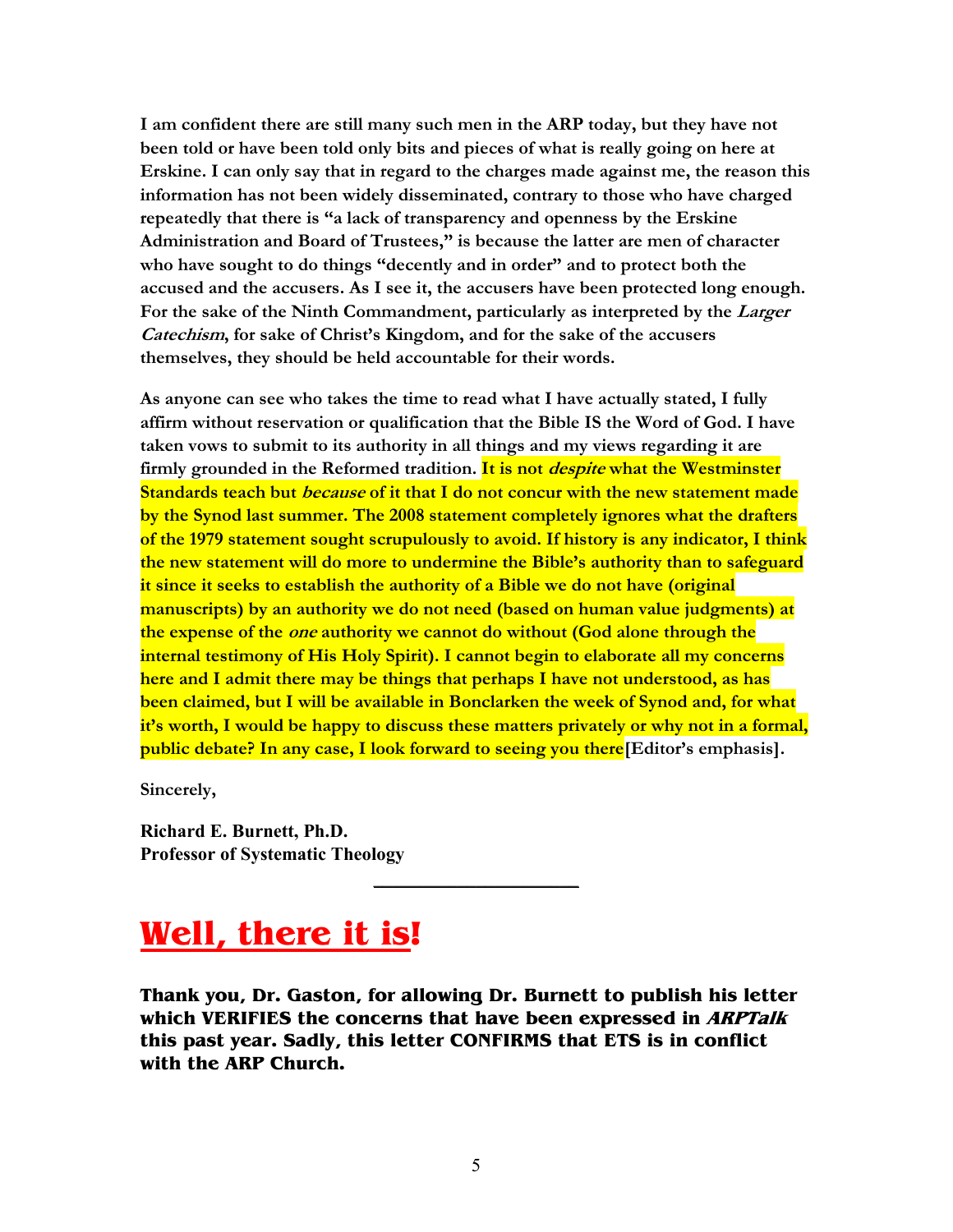**I am confident there are still many such men in the ARP today, but they have not been told or have been told only bits and pieces of what is really going on here at Erskine. I can only say that in regard to the charges made against me, the reason this information has not been widely disseminated, contrary to those who have charged repeatedly that there is "a lack of transparency and openness by the Erskine Administration and Board of Trustees," is because the latter are men of character who have sought to do things "decently and in order" and to protect both the accused and the accusers. As I see it, the accusers have been protected long enough. For the sake of the Ninth Commandment, particularly as interpreted by the *Larger Catechism*, for sake of Christ's Kingdom, and for the sake of the accusers themselves, they should be held accountable for their words.**

**As anyone can see who takes the time to read what I have actually stated, I fully affirm without reservation or qualification that the Bible IS the Word of God. I have taken vows to submit to its authority in all things and my views regarding it are firmly grounded in the Reformed tradition. It is not *despite* what the Westminster Standards teach but *because* of it that I do not concur with the new statement made by the Synod last summer. The 2008 statement completely ignores what the drafters of the 1979 statement sought scrupulously to avoid. If history is any indicator, I think the new statement will do more to undermine the Bible's authority than to safeguard it since it seeks to establish the authority of a Bible we do not have (original manuscripts) by an authority we do not need (based on human value judgments) at the expense of the *one* authority we cannot do without (God alone through the internal testimony of His Holy Spirit). I cannot begin to elaborate all my concerns here and I admit there may be things that perhaps I have not understood, as has been claimed, but I will be available in Bonclarken the week of Synod and, for what it's worth, I would be happy to discuss these matters privately or why not in a formal, public debate? In any case, I look forward to seeing you there[Editor's emphasis].**

**Sincerely,**

**Richard E. Burnett, Ph.D.**
**Professor of Systematic Theology**

---

# Well, there it is!

**Thank you, Dr. Gaston, for allowing Dr. Burnett to publish his letter which VERIFIES the concerns that have been expressed in *ARPTalk* this past year. Sadly, this letter CONFIRMS that ETS is in conflict with the ARP Church.**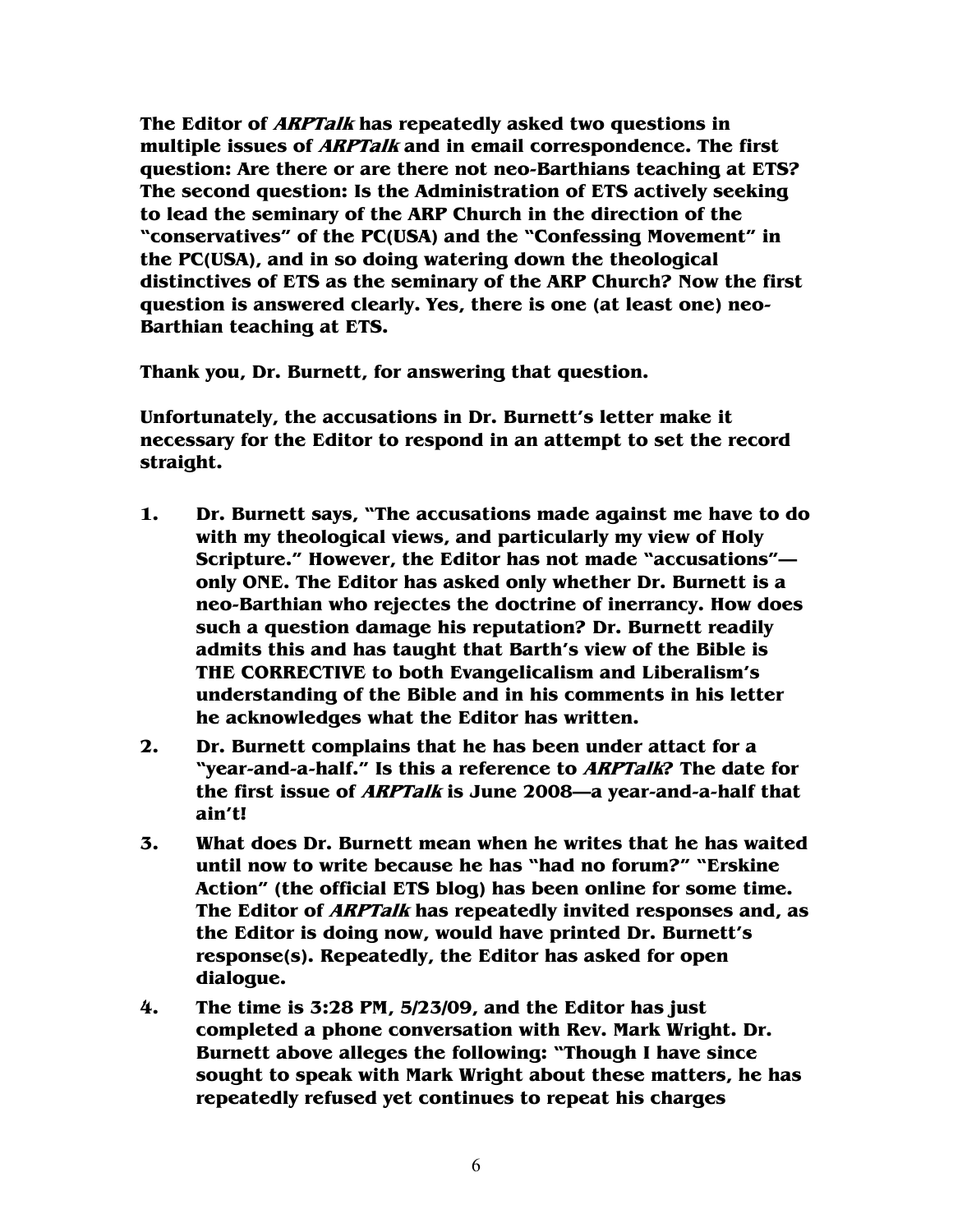**The Editor of *ARPTalk* has repeatedly asked two questions in multiple issues of *ARPTalk* and in email correspondence. The first question: Are there or are there not neo-Barthians teaching at ETS? The second question: Is the Administration of ETS actively seeking to lead the seminary of the ARP Church in the direction of the "conservatives" of the PC(USA) and the "Confessing Movement" in the PC(USA), and in so doing watering down the theological distinctives of ETS as the seminary of the ARP Church? Now the first question is answered clearly. Yes, there is one (at least one) neo-Barthian teaching at ETS.**

**Thank you, Dr. Burnett, for answering that question.**

**Unfortunately, the accusations in Dr. Burnett's letter make it necessary for the Editor to respond in an attempt to set the record straight.**

1. **Dr. Burnett says, "The accusations made against me have to do with my theological views, and particularly my view of Holy Scripture." However, the Editor has not made "accusations"—only ONE. The Editor has asked only whether Dr. Burnett is a neo-Barthian who rejectes the doctrine of inerrancy. How does such a question damage his reputation? Dr. Burnett readily admits this and has taught that Barth's view of the Bible is THE CORRECTIVE to both Evangelicalism and Liberalism's understanding of the Bible and in his comments in his letter he acknowledges what the Editor has written.**
2. **Dr. Burnett complains that he has been under attact for a "year-and-a-half." Is this a reference to *ARPTalk*? The date for the first issue of *ARPTalk* is June 2008—a year-and-a-half that ain't!**
3. **What does Dr. Burnett mean when he writes that he has waited until now to write because he has "had no forum?" "Erskine Action" (the official ETS blog) has been online for some time. The Editor of *ARPTalk* has repeatedly invited responses and, as the Editor is doing now, would have printed Dr. Burnett's response(s). Repeatedly, the Editor has asked for open dialogue.**
4. **The time is 3:28 PM, 5/23/09, and the Editor has just completed a phone conversation with Rev. Mark Wright. Dr. Burnett above alleges the following: "Though I have since sought to speak with Mark Wright about these matters, he has repeatedly refused yet continues to repeat his charges**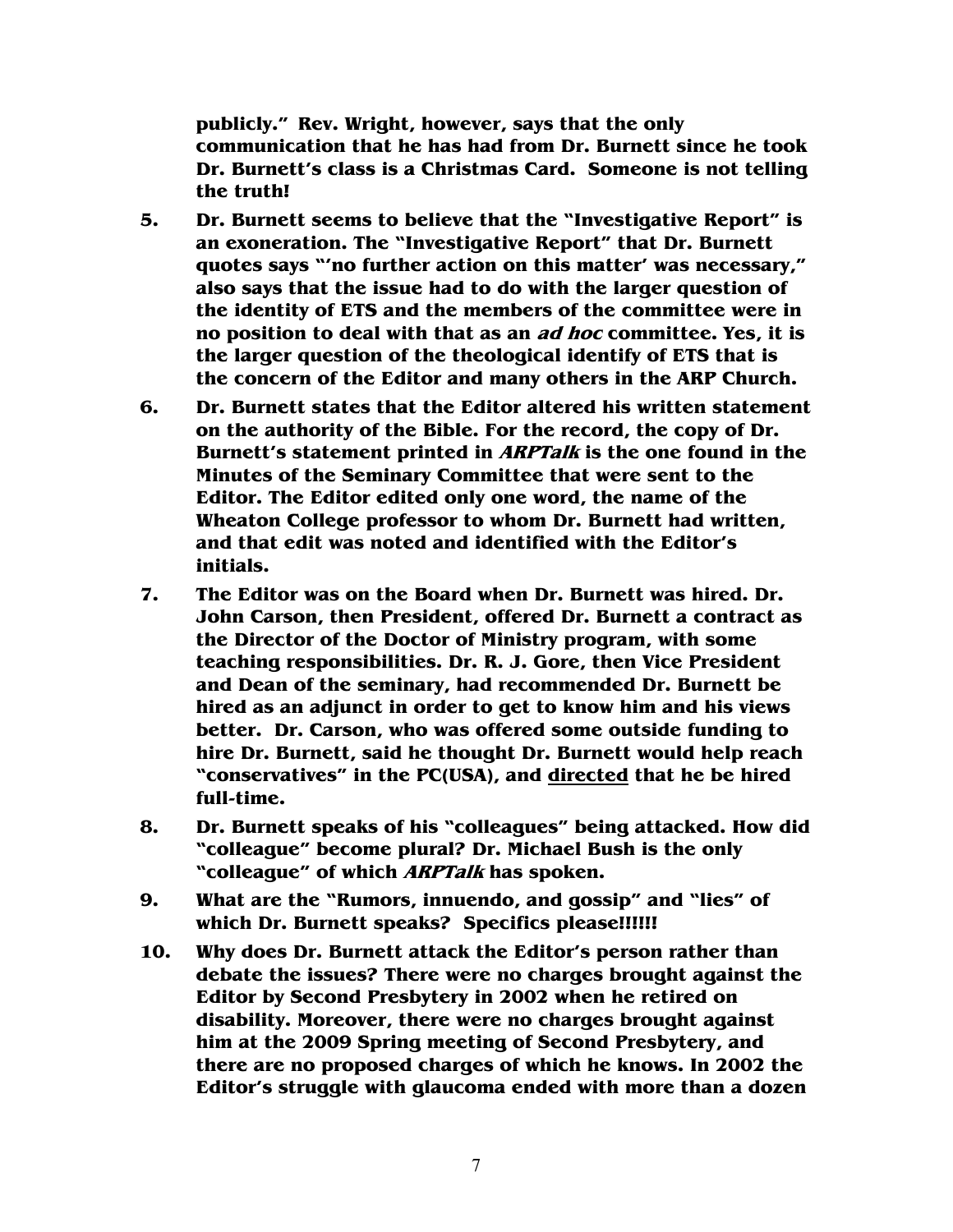**publicly." Rev. Wright, however, says that the only communication that he has had from Dr. Burnett since he took Dr. Burnett's class is a Christmas Card. Someone is not telling the truth!**

5. **Dr. Burnett seems to believe that the "Investigative Report" is an exoneration. The "Investigative Report" that Dr. Burnett quotes says "'no further action on this matter' was necessary," also says that the issue had to do with the larger question of the identity of ETS and the members of the committee were in no position to deal with that as an *ad hoc* committee. Yes, it is the larger question of the theological identify of ETS that is the concern of the Editor and many others in the ARP Church.**

6. **Dr. Burnett states that the Editor altered his written statement on the authority of the Bible. For the record, the copy of Dr. Burnett's statement printed in *ARPTalk* is the one found in the Minutes of the Seminary Committee that were sent to the Editor. The Editor edited only one word, the name of the Wheaton College professor to whom Dr. Burnett had written, and that edit was noted and identified with the Editor's initials.**

7. **The Editor was on the Board when Dr. Burnett was hired. Dr. John Carson, then President, offered Dr. Burnett a contract as the Director of the Doctor of Ministry program, with some teaching responsibilities. Dr. R. J. Gore, then Vice President and Dean of the seminary, had recommended Dr. Burnett be hired as an adjunct in order to get to know him and his views better. Dr. Carson, who was offered some outside funding to hire Dr. Burnett, said he thought Dr. Burnett would help reach "conservatives" in the PC(USA), and <u>directed</u> that he be hired full-time.**

8. **Dr. Burnett speaks of his "colleagues" being attacked. How did "colleague" become plural? Dr. Michael Bush is the only "colleague" of which *ARPTalk* has spoken.**

9. **What are the "Rumors, innuendo, and gossip" and "lies" of which Dr. Burnett speaks? Specifics please!!!!!!**

10. **Why does Dr. Burnett attack the Editor's person rather than debate the issues? There were no charges brought against the Editor by Second Presbytery in 2002 when he retired on disability. Moreover, there were no charges brought against him at the 2009 Spring meeting of Second Presbytery, and there are no proposed charges of which he knows. In 2002 the Editor's struggle with glaucoma ended with more than a dozen**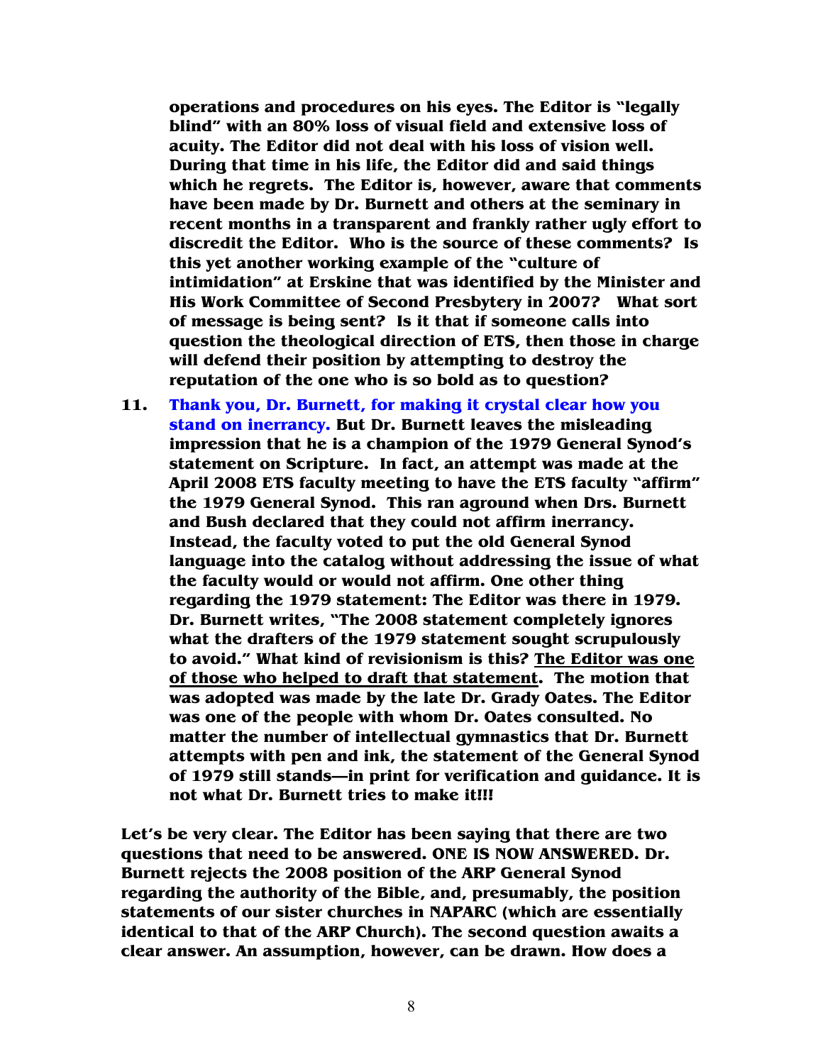**operations and procedures on his eyes. The Editor is "legally blind" with an 80% loss of visual field and extensive loss of acuity. The Editor did not deal with his loss of vision well. During that time in his life, the Editor did and said things which he regrets. The Editor is, however, aware that comments have been made by Dr. Burnett and others at the seminary in recent months in a transparent and frankly rather ugly effort to discredit the Editor. Who is the source of these comments? Is this yet another working example of the "culture of intimidation" at Erskine that was identified by the Minister and His Work Committee of Second Presbytery in 2007? What sort of message is being sent? Is it that if someone calls into question the theological direction of ETS, then those in charge will defend their position by attempting to destroy the reputation of the one who is so bold as to question?**

11. **Thank you, Dr. Burnett, for making it crystal clear how you stand on inerrancy. But Dr. Burnett leaves the misleading impression that he is a champion of the 1979 General Synod's statement on Scripture. In fact, an attempt was made at the April 2008 ETS faculty meeting to have the ETS faculty "affirm" the 1979 General Synod. This ran aground when Drs. Burnett and Bush declared that they could not affirm inerrancy. Instead, the faculty voted to put the old General Synod language into the catalog without addressing the issue of what the faculty would or would not affirm. One other thing regarding the 1979 statement: The Editor was there in 1979. Dr. Burnett writes, "The 2008 statement completely ignores what the drafters of the 1979 statement sought scrupulously to avoid." What kind of revisionism is this? <u>The Editor was one of those who helped to draft that statement</u>. The motion that was adopted was made by the late Dr. Grady Oates. The Editor was one of the people with whom Dr. Oates consulted. No matter the number of intellectual gymnastics that Dr. Burnett attempts with pen and ink, the statement of the General Synod of 1979 still stands—in print for verification and guidance. It is not what Dr. Burnett tries to make it!!!**

**Let's be very clear. The Editor has been saying that there are two questions that need to be answered. ONE IS NOW ANSWERED. Dr. Burnett rejects the 2008 position of the ARP General Synod regarding the authority of the Bible, and, presumably, the position statements of our sister churches in NAPARC (which are essentially identical to that of the ARP Church). The second question awaits a clear answer. An assumption, however, can be drawn. How does a**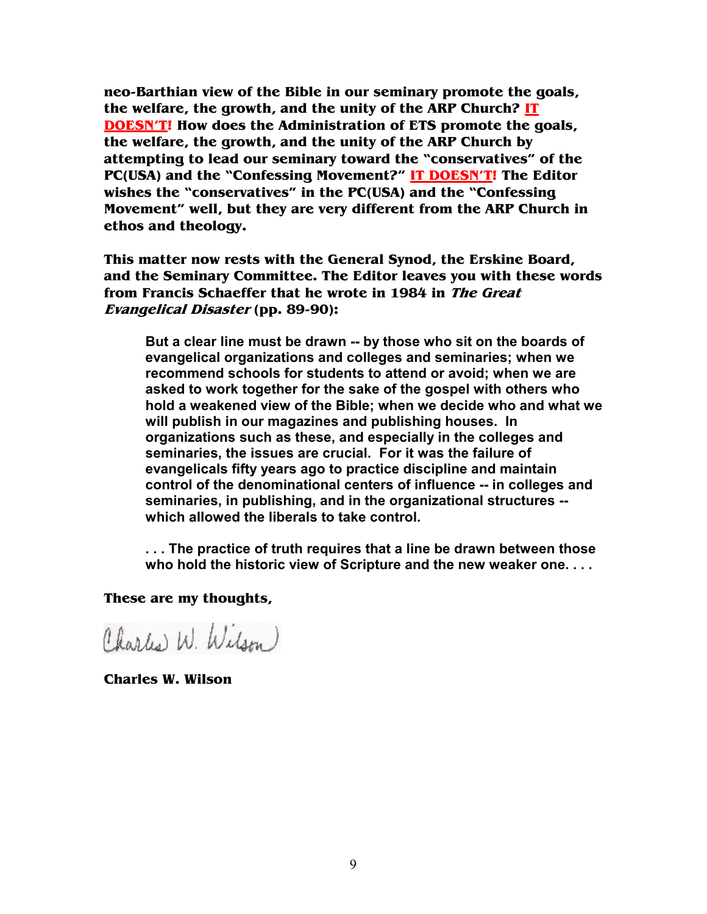**neo-Barthian view of the Bible in our seminary promote the goals, the welfare, the growth, and the unity of the ARP Church? IT DOESN'T! How does the Administration of ETS promote the goals, the welfare, the growth, and the unity of the ARP Church by attempting to lead our seminary toward the "conservatives" of the PC(USA) and the "Confessing Movement?" IT DOESN'T! The Editor wishes the "conservatives" in the PC(USA) and the "Confessing Movement" well, but they are very different from the ARP Church in ethos and theology.**

**This matter now rests with the General Synod, the Erskine Board, and the Seminary Committee. The Editor leaves you with these words from Francis Schaeffer that he wrote in 1984 in *The Great Evangelical Disaster* (pp. 89-90):**

> **But a clear line must be drawn -- by those who sit on the boards of evangelical organizations and colleges and seminaries; when we recommend schools for students to attend or avoid; when we are asked to work together for the sake of the gospel with others who hold a weakened view of the Bible; when we decide who and what we will publish in our magazines and publishing houses. In organizations such as these, and especially in the colleges and seminaries, the issues are crucial. For it was the failure of evangelicals fifty years ago to practice discipline and maintain control of the denominational centers of influence -- in colleges and seminaries, in publishing, and in the organizational structures -- which allowed the liberals to take control.**
>
> **. . . The practice of truth requires that a line be drawn between those who hold the historic view of Scripture and the new weaker one. . . .**

**These are my thoughts,**

Charles W. Wilson

**Charles W. Wilson**